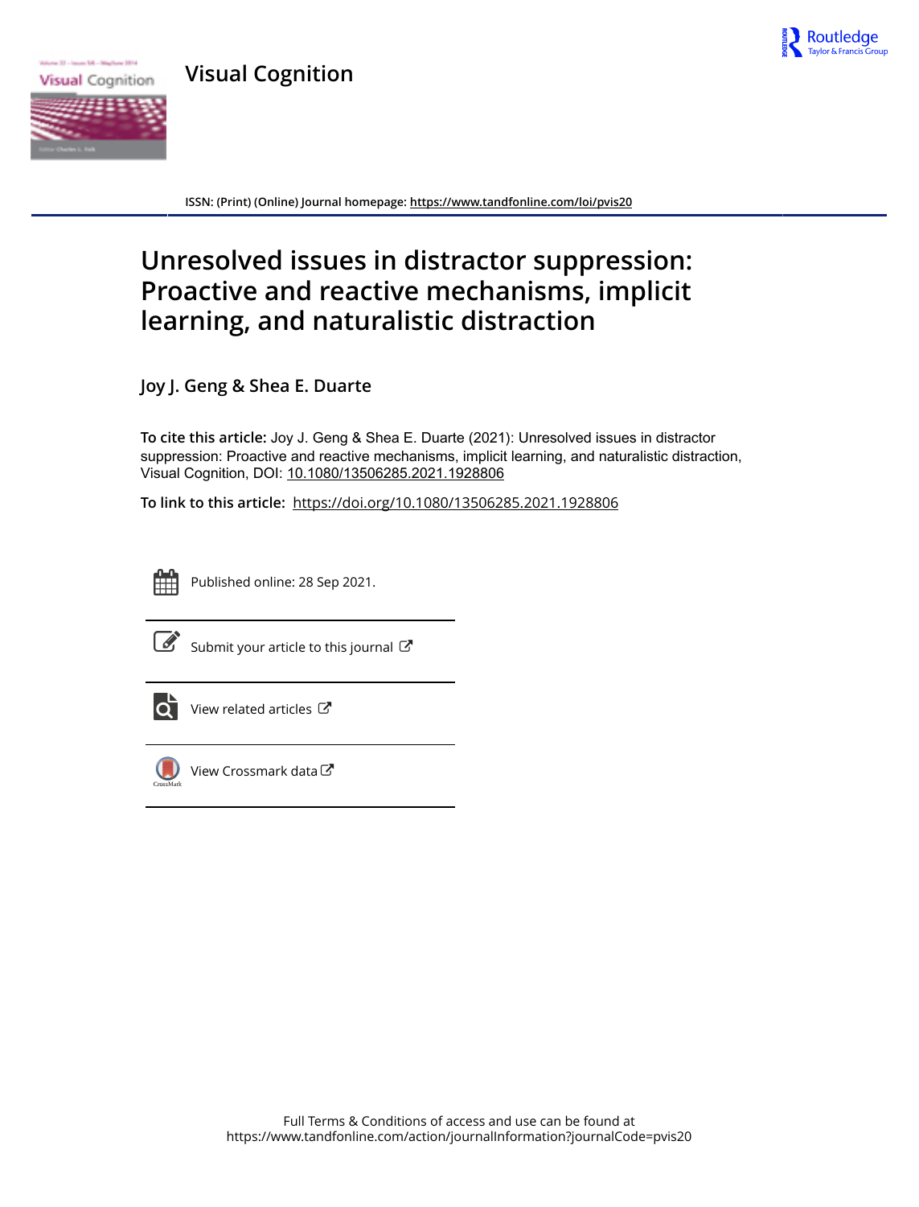# Visual Cognition

ISSN: (Print) (Online) Journal homepage: https://www.tandfonline.com/loi/pvis20

# Unresolved issues in distractor suppression: Proactive and reactive mechanisms, implicit learning, and naturalistic distraction

**Joy J. Geng & Shea E. Duarte**

**To cite this article:** Joy J. Geng & Shea E. Duarte (2021): Unresolved issues in distractor suppression: Proactive and reactive mechanisms, implicit learning, and naturalistic distraction, Visual Cognition, DOI: 10.1080/13506285.2021.1928806

**To link to this article:** https://doi.org/10.1080/13506285.2021.1928806

Published online: 28 Sep 2021.

Submit your article to this journal

View related articles

View Crossmark data

Full Terms & Conditions of access and use can be found at
https://www.tandfonline.com/action/journalInformation?journalCode=pvis20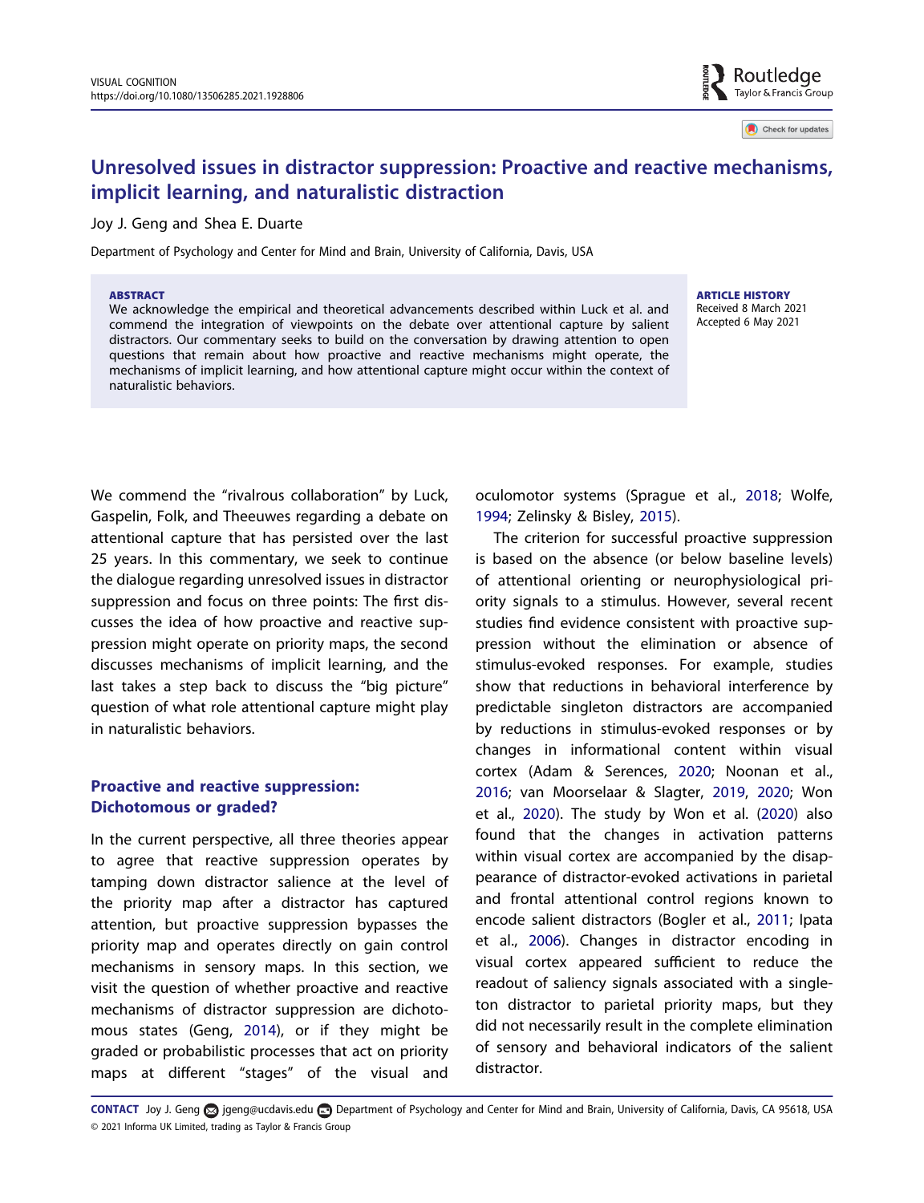# Unresolved issues in distractor suppression: Proactive and reactive mechanisms, implicit learning, and naturalistic distraction

Joy J. Geng and Shea E. Duarte

Department of Psychology and Center for Mind and Brain, University of California, Davis, USA

**ABSTRACT**

We acknowledge the empirical and theoretical advancements described within Luck et al. and commend the integration of viewpoints on the debate over attentional capture by salient distractors. Our commentary seeks to build on the conversation by drawing attention to open questions that remain about how proactive and reactive mechanisms might operate, the mechanisms of implicit learning, and how attentional capture might occur within the context of naturalistic behaviors.

**ARTICLE HISTORY**
Received 8 March 2021
Accepted 6 May 2021

We commend the "rivalrous collaboration" by Luck, Gaspelin, Folk, and Theeuwes regarding a debate on attentional capture that has persisted over the last 25 years. In this commentary, we seek to continue the dialogue regarding unresolved issues in distractor suppression and focus on three points: The first discusses the idea of how proactive and reactive suppression might operate on priority maps, the second discusses mechanisms of implicit learning, and the last takes a step back to discuss the "big picture" question of what role attentional capture might play in naturalistic behaviors.

## Proactive and reactive suppression: Dichotomous or graded?

In the current perspective, all three theories appear to agree that reactive suppression operates by tamping down distractor salience at the level of the priority map after a distractor has captured attention, but proactive suppression bypasses the priority map and operates directly on gain control mechanisms in sensory maps. In this section, we visit the question of whether proactive and reactive mechanisms of distractor suppression are dichotomous states (Geng, 2014), or if they might be graded or probabilistic processes that act on priority maps at different "stages" of the visual and oculomotor systems (Sprague et al., 2018; Wolfe, 1994; Zelinsky & Bisley, 2015).

The criterion for successful proactive suppression is based on the absence (or below baseline levels) of attentional orienting or neurophysiological priority signals to a stimulus. However, several recent studies find evidence consistent with proactive suppression without the elimination or absence of stimulus-evoked responses. For example, studies show that reductions in behavioral interference by predictable singleton distractors are accompanied by reductions in stimulus-evoked responses or by changes in informational content within visual cortex (Adam & Serences, 2020; Noonan et al., 2016; van Moorselaar & Slagter, 2019, 2020; Won et al., 2020). The study by Won et al. (2020) also found that the changes in activation patterns within visual cortex are accompanied by the disappearance of distractor-evoked activations in parietal and frontal attentional control regions known to encode salient distractors (Bogler et al., 2011; Ipata et al., 2006). Changes in distractor encoding in visual cortex appeared sufficient to reduce the readout of saliency signals associated with a singleton distractor to parietal priority maps, but they did not necessarily result in the complete elimination of sensory and behavioral indicators of the salient distractor.

**CONTACT** Joy J. Geng jgeng@ucdavis.edu Department of Psychology and Center for Mind and Brain, University of California, Davis, CA 95618, USA
© 2021 Informa UK Limited, trading as Taylor & Francis Group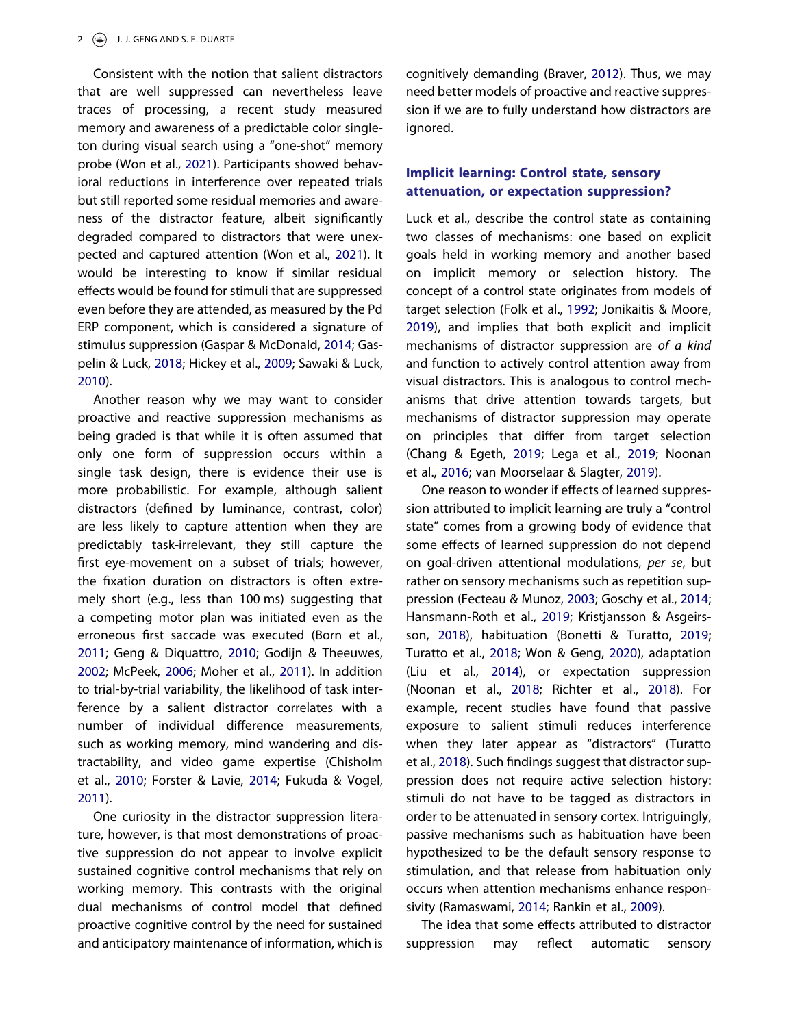Consistent with the notion that salient distractors that are well suppressed can nevertheless leave traces of processing, a recent study measured memory and awareness of a predictable color singleton during visual search using a "one-shot" memory probe (Won et al., 2021). Participants showed behavioral reductions in interference over repeated trials but still reported some residual memories and awareness of the distractor feature, albeit significantly degraded compared to distractors that were unexpected and captured attention (Won et al., 2021). It would be interesting to know if similar residual effects would be found for stimuli that are suppressed even before they are attended, as measured by the Pd ERP component, which is considered a signature of stimulus suppression (Gaspar & McDonald, 2014; Gaspelin & Luck, 2018; Hickey et al., 2009; Sawaki & Luck, 2010).

Another reason why we may want to consider proactive and reactive suppression mechanisms as being graded is that while it is often assumed that only one form of suppression occurs within a single task design, there is evidence their use is more probabilistic. For example, although salient distractors (defined by luminance, contrast, color) are less likely to capture attention when they are predictably task-irrelevant, they still capture the first eye-movement on a subset of trials; however, the fixation duration on distractors is often extremely short (e.g., less than 100 ms) suggesting that a competing motor plan was initiated even as the erroneous first saccade was executed (Born et al., 2011; Geng & Diquattro, 2010; Godijn & Theeuwes, 2002; McPeek, 2006; Moher et al., 2011). In addition to trial-by-trial variability, the likelihood of task interference by a salient distractor correlates with a number of individual difference measurements, such as working memory, mind wandering and distractability, and video game expertise (Chisholm et al., 2010; Forster & Lavie, 2014; Fukuda & Vogel, 2011).

One curiosity in the distractor suppression literature, however, is that most demonstrations of proactive suppression do not appear to involve explicit sustained cognitive control mechanisms that rely on working memory. This contrasts with the original dual mechanisms of control model that defined proactive cognitive control by the need for sustained and anticipatory maintenance of information, which is cognitively demanding (Braver, 2012). Thus, we may need better models of proactive and reactive suppression if we are to fully understand how distractors are ignored.

## Implicit learning: Control state, sensory attenuation, or expectation suppression?

Luck et al., describe the control state as containing two classes of mechanisms: one based on explicit goals held in working memory and another based on implicit memory or selection history. The concept of a control state originates from models of target selection (Folk et al., 1992; Jonikaitis & Moore, 2019), and implies that both explicit and implicit mechanisms of distractor suppression are *of a kind* and function to actively control attention away from visual distractors. This is analogous to control mechanisms that drive attention towards targets, but mechanisms of distractor suppression may operate on principles that differ from target selection (Chang & Egeth, 2019; Lega et al., 2019; Noonan et al., 2016; van Moorselaar & Slagter, 2019).

One reason to wonder if effects of learned suppression attributed to implicit learning are truly a "control state" comes from a growing body of evidence that some effects of learned suppression do not depend on goal-driven attentional modulations, *per se*, but rather on sensory mechanisms such as repetition suppression (Fecteau & Munoz, 2003; Goschy et al., 2014; Hansmann-Roth et al., 2019; Kristjansson & Asgeirsson, 2018), habituation (Bonetti & Turatto, 2019; Turatto et al., 2018; Won & Geng, 2020), adaptation (Liu et al., 2014), or expectation suppression (Noonan et al., 2018; Richter et al., 2018). For example, recent studies have found that passive exposure to salient stimuli reduces interference when they later appear as "distractors" (Turatto et al., 2018). Such findings suggest that distractor suppression does not require active selection history: stimuli do not have to be tagged as distractors in order to be attenuated in sensory cortex. Intriguingly, passive mechanisms such as habituation have been hypothesized to be the default sensory response to stimulation, and that release from habituation only occurs when attention mechanisms enhance responsivity (Ramaswami, 2014; Rankin et al., 2009).

The idea that some effects attributed to distractor suppression may reflect automatic sensory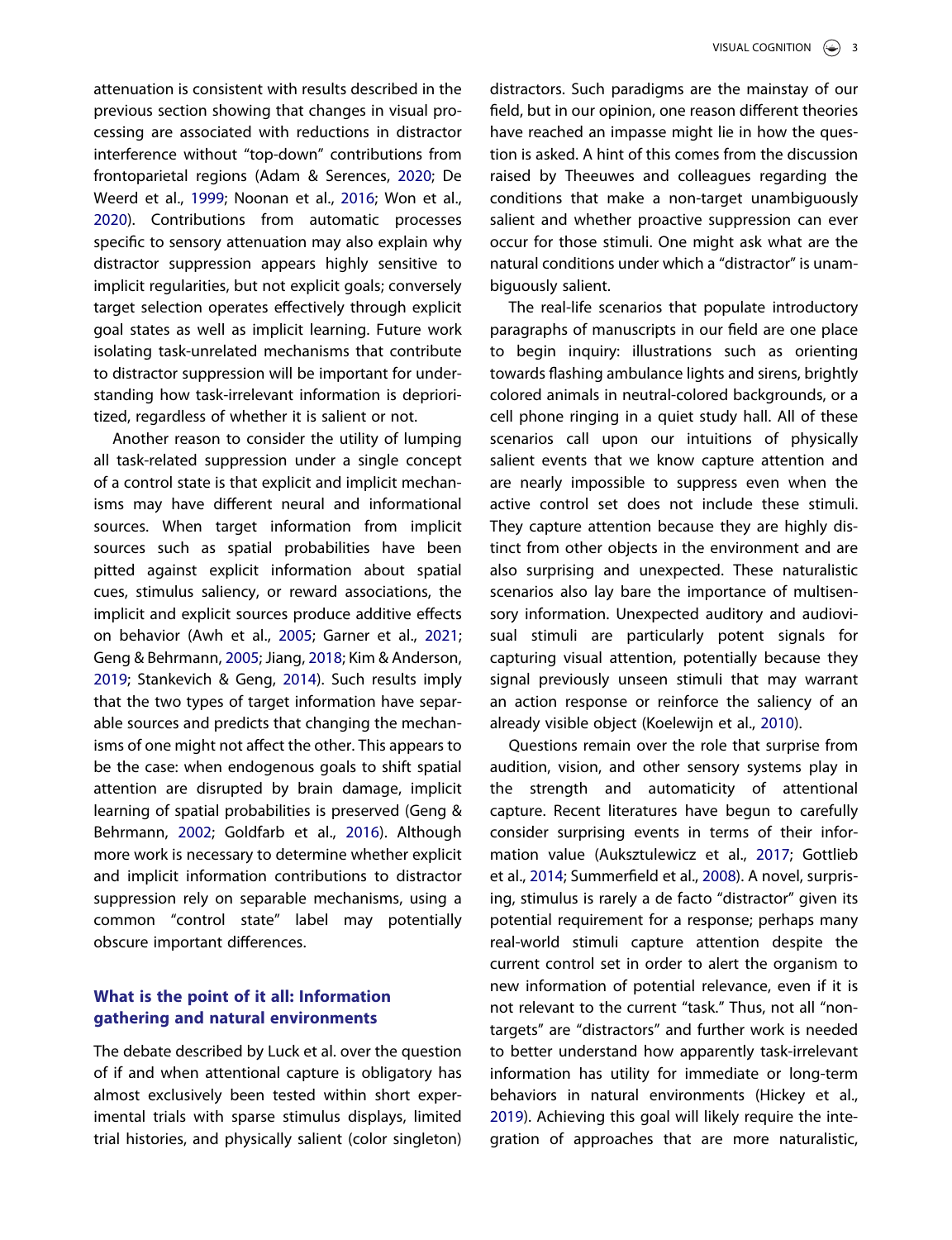attenuation is consistent with results described in the previous section showing that changes in visual processing are associated with reductions in distractor interference without "top-down" contributions from frontoparietal regions (Adam & Serences, 2020; De Weerd et al., 1999; Noonan et al., 2016; Won et al., 2020). Contributions from automatic processes specific to sensory attenuation may also explain why distractor suppression appears highly sensitive to implicit regularities, but not explicit goals; conversely target selection operates effectively through explicit goal states as well as implicit learning. Future work isolating task-unrelated mechanisms that contribute to distractor suppression will be important for understanding how task-irrelevant information is deprioritized, regardless of whether it is salient or not.

Another reason to consider the utility of lumping all task-related suppression under a single concept of a control state is that explicit and implicit mechanisms may have different neural and informational sources. When target information from implicit sources such as spatial probabilities have been pitted against explicit information about spatial cues, stimulus saliency, or reward associations, the implicit and explicit sources produce additive effects on behavior (Awh et al., 2005; Garner et al., 2021; Geng & Behrmann, 2005; Jiang, 2018; Kim & Anderson, 2019; Stankevich & Geng, 2014). Such results imply that the two types of target information have separable sources and predicts that changing the mechanisms of one might not affect the other. This appears to be the case: when endogenous goals to shift spatial attention are disrupted by brain damage, implicit learning of spatial probabilities is preserved (Geng & Behrmann, 2002; Goldfarb et al., 2016). Although more work is necessary to determine whether explicit and implicit information contributions to distractor suppression rely on separable mechanisms, using a common "control state" label may potentially obscure important differences.

## What is the point of it all: Information gathering and natural environments

The debate described by Luck et al. over the question of if and when attentional capture is obligatory has almost exclusively been tested within short experimental trials with sparse stimulus displays, limited trial histories, and physically salient (color singleton) distractors. Such paradigms are the mainstay of our field, but in our opinion, one reason different theories have reached an impasse might lie in how the question is asked. A hint of this comes from the discussion raised by Theeuwes and colleagues regarding the conditions that make a non-target unambiguously salient and whether proactive suppression can ever occur for those stimuli. One might ask what are the natural conditions under which a "distractor" is unambiguously salient.

The real-life scenarios that populate introductory paragraphs of manuscripts in our field are one place to begin inquiry: illustrations such as orienting towards flashing ambulance lights and sirens, brightly colored animals in neutral-colored backgrounds, or a cell phone ringing in a quiet study hall. All of these scenarios call upon our intuitions of physically salient events that we know capture attention and are nearly impossible to suppress even when the active control set does not include these stimuli. They capture attention because they are highly distinct from other objects in the environment and are also surprising and unexpected. These naturalistic scenarios also lay bare the importance of multisensory information. Unexpected auditory and audiovisual stimuli are particularly potent signals for capturing visual attention, potentially because they signal previously unseen stimuli that may warrant an action response or reinforce the saliency of an already visible object (Koelewijn et al., 2010).

Questions remain over the role that surprise from audition, vision, and other sensory systems play in the strength and automaticity of attentional capture. Recent literatures have begun to carefully consider surprising events in terms of their information value (Auksztulewicz et al., 2017; Gottlieb et al., 2014; Summerfield et al., 2008). A novel, surprising, stimulus is rarely a de facto "distractor" given its potential requirement for a response; perhaps many real-world stimuli capture attention despite the current control set in order to alert the organism to new information of potential relevance, even if it is not relevant to the current "task." Thus, not all "non-targets" are "distractors" and further work is needed to better understand how apparently task-irrelevant information has utility for immediate or long-term behaviors in natural environments (Hickey et al., 2019). Achieving this goal will likely require the integration of approaches that are more naturalistic,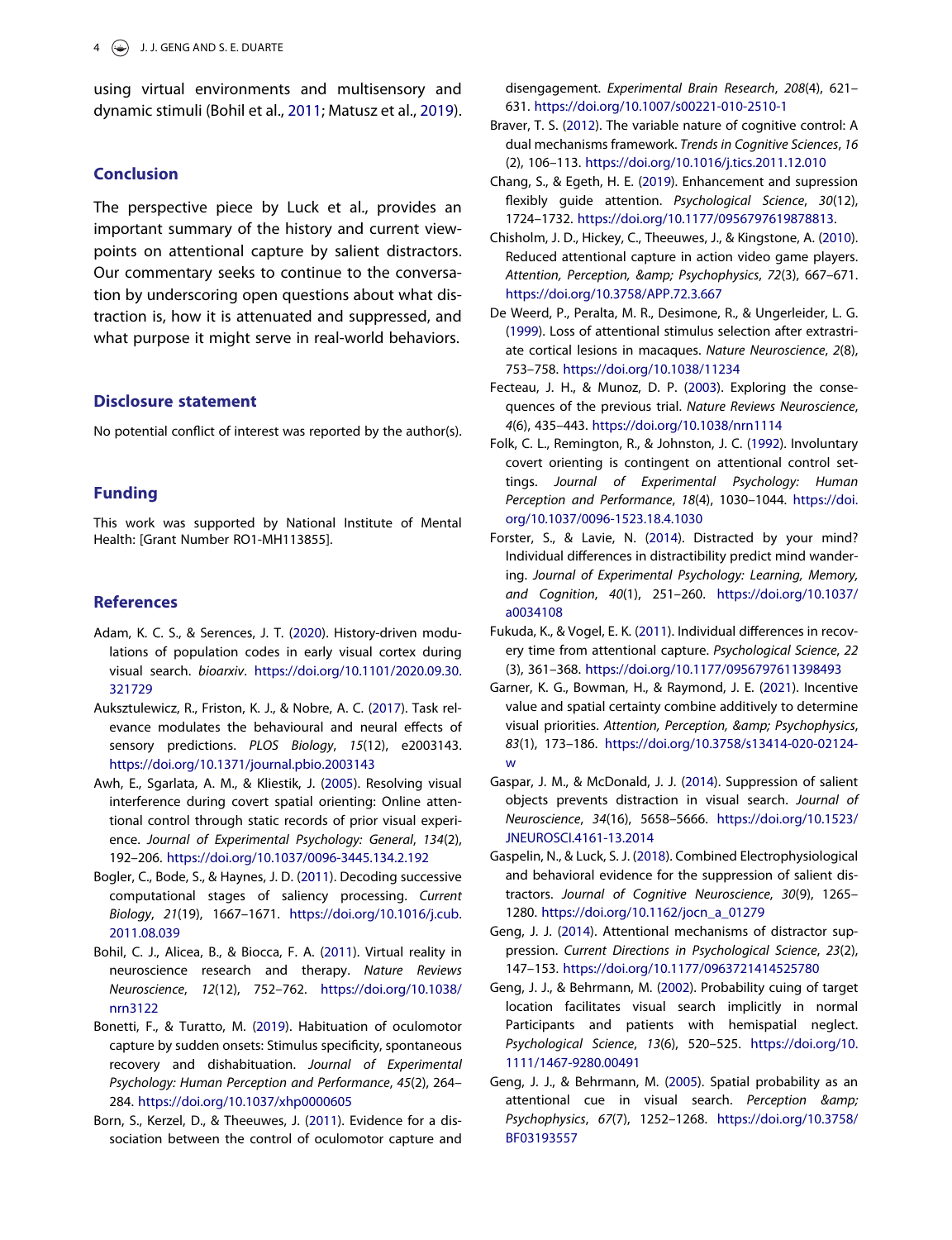using virtual environments and multisensory and dynamic stimuli (Bohil et al., 2011; Matusz et al., 2019).

## Conclusion

The perspective piece by Luck et al., provides an important summary of the history and current viewpoints on attentional capture by salient distractors. Our commentary seeks to continue to the conversation by underscoring open questions about what distraction is, how it is attenuated and suppressed, and what purpose it might serve in real-world behaviors.

## Disclosure statement

No potential conflict of interest was reported by the author(s).

## Funding

This work was supported by National Institute of Mental Health: [Grant Number RO1-MH113855].

## References

Adam, K. C. S., & Serences, J. T. (2020). History-driven modulations of population codes in early visual cortex during visual search. *bioarxiv*. https://doi.org/10.1101/2020.09.30.321729

Auksztulewicz, R., Friston, K. J., & Nobre, A. C. (2017). Task relevance modulates the behavioural and neural effects of sensory predictions. *PLOS Biology*, *15*(12), e2003143. https://doi.org/10.1371/journal.pbio.2003143

Awh, E., Sgarlata, A. M., & Kliestik, J. (2005). Resolving visual interference during covert spatial orienting: Online attentional control through static records of prior visual experience. *Journal of Experimental Psychology: General*, *134*(2), 192–206. https://doi.org/10.1037/0096-3445.134.2.192

Bogler, C., Bode, S., & Haynes, J. D. (2011). Decoding successive computational stages of saliency processing. *Current Biology*, *21*(19), 1667–1671. https://doi.org/10.1016/j.cub.2011.08.039

Bohil, C. J., Alicea, B., & Biocca, F. A. (2011). Virtual reality in neuroscience research and therapy. *Nature Reviews Neuroscience*, *12*(12), 752–762. https://doi.org/10.1038/nrn3122

Bonetti, F., & Turatto, M. (2019). Habituation of oculomotor capture by sudden onsets: Stimulus specificity, spontaneous recovery and dishabituation. *Journal of Experimental Psychology: Human Perception and Performance*, *45*(2), 264–284. https://doi.org/10.1037/xhp0000605

Born, S., Kerzel, D., & Theeuwes, J. (2011). Evidence for a dissociation between the control of oculomotor capture and disengagement. *Experimental Brain Research*, *208*(4), 621–631. https://doi.org/10.1007/s00221-010-2510-1

Braver, T. S. (2012). The variable nature of cognitive control: A dual mechanisms framework. *Trends in Cognitive Sciences*, *16*(2), 106–113. https://doi.org/10.1016/j.tics.2011.12.010

Chang, S., & Egeth, H. E. (2019). Enhancement and supression flexibly guide attention. *Psychological Science*, *30*(12), 1724–1732. https://doi.org/10.1177/0956797619878813.

Chisholm, J. D., Hickey, C., Theeuwes, J., & Kingstone, A. (2010). Reduced attentional capture in action video game players. *Attention, Perception, &amp; Psychophysics*, *72*(3), 667–671. https://doi.org/10.3758/APP.72.3.667

De Weerd, P., Peralta, M. R., Desimone, R., & Ungerleider, L. G. (1999). Loss of attentional stimulus selection after extrastriate cortical lesions in macaques. *Nature Neuroscience*, *2*(8), 753–758. https://doi.org/10.1038/11234

Fecteau, J. H., & Munoz, D. P. (2003). Exploring the consequences of the previous trial. *Nature Reviews Neuroscience*, *4*(6), 435–443. https://doi.org/10.1038/nrn1114

Folk, C. L., Remington, R., & Johnston, J. C. (1992). Involuntary covert orienting is contingent on attentional control settings. *Journal of Experimental Psychology: Human Perception and Performance*, *18*(4), 1030–1044. https://doi.org/10.1037/0096-1523.18.4.1030

Forster, S., & Lavie, N. (2014). Distracted by your mind? Individual differences in distractibility predict mind wandering. *Journal of Experimental Psychology: Learning, Memory, and Cognition*, *40*(1), 251–260. https://doi.org/10.1037/a0034108

Fukuda, K., & Vogel, E. K. (2011). Individual differences in recovery time from attentional capture. *Psychological Science*, *22*(3), 361–368. https://doi.org/10.1177/0956797611398493

Garner, K. G., Bowman, H., & Raymond, J. E. (2021). Incentive value and spatial certainty combine additively to determine visual priorities. *Attention, Perception, &amp; Psychophysics*, *83*(1), 173–186. https://doi.org/10.3758/s13414-020-02124-w

Gaspar, J. M., & McDonald, J. J. (2014). Suppression of salient objects prevents distraction in visual search. *Journal of Neuroscience*, *34*(16), 5658–5666. https://doi.org/10.1523/JNEUROSCI.4161-13.2014

Gaspelin, N., & Luck, S. J. (2018). Combined Electrophysiological and behavioral evidence for the suppression of salient distractors. *Journal of Cognitive Neuroscience*, *30*(9), 1265–1280. https://doi.org/10.1162/jocn_a_01279

Geng, J. J. (2014). Attentional mechanisms of distractor suppression. *Current Directions in Psychological Science*, *23*(2), 147–153. https://doi.org/10.1177/0963721414525780

Geng, J. J., & Behrmann, M. (2002). Probability cuing of target location facilitates visual search implicitly in normal Participants and patients with hemispatial neglect. *Psychological Science*, *13*(6), 520–525. https://doi.org/10.1111/1467-9280.00491

Geng, J. J., & Behrmann, M. (2005). Spatial probability as an attentional cue in visual search. *Perception &amp; Psychophysics*, *67*(7), 1252–1268. https://doi.org/10.3758/BF03193557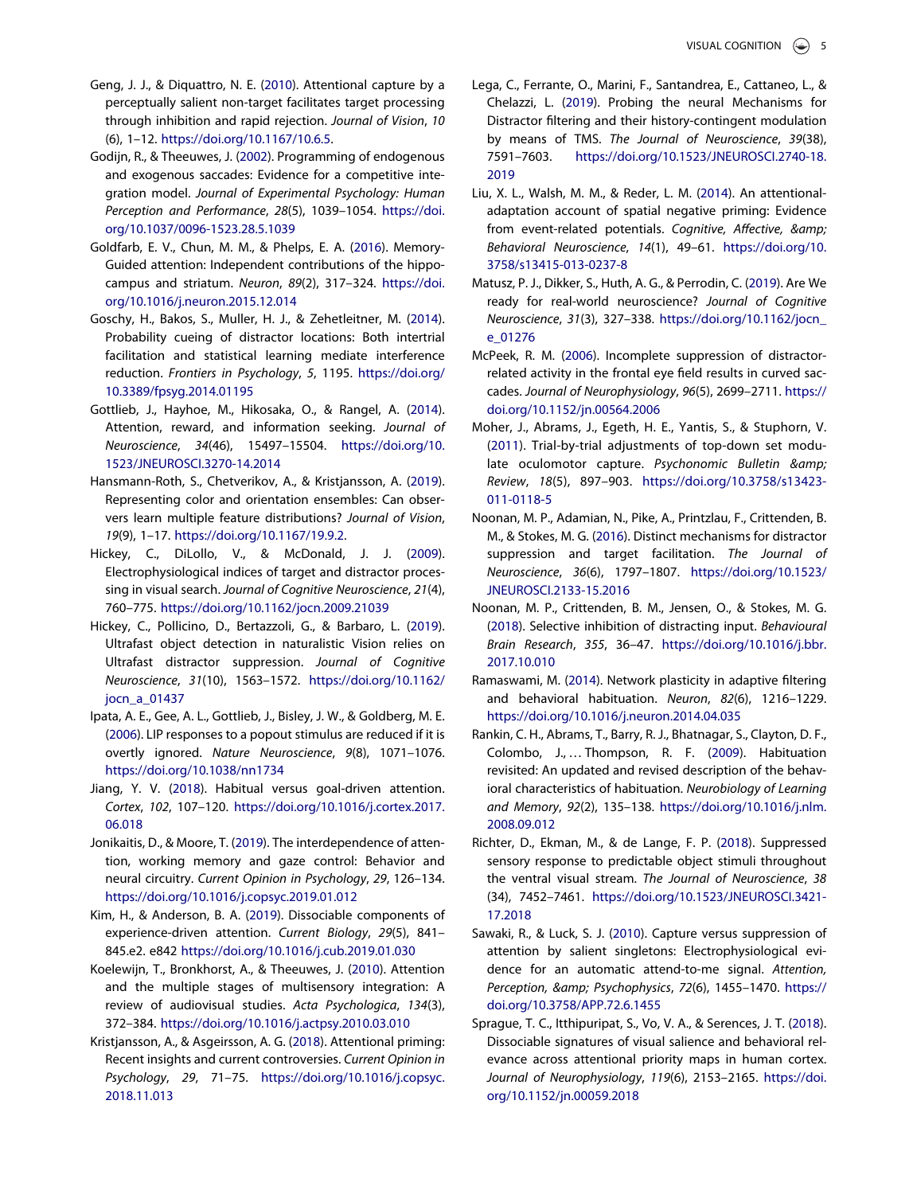Geng, J. J., & Diquattro, N. E. (2010). Attentional capture by a perceptually salient non-target facilitates target processing through inhibition and rapid rejection. *Journal of Vision*, *10*(6), 1–12. https://doi.org/10.1167/10.6.5.

Godijn, R., & Theeuwes, J. (2002). Programming of endogenous and exogenous saccades: Evidence for a competitive integration model. *Journal of Experimental Psychology: Human Perception and Performance*, *28*(5), 1039–1054. https://doi.org/10.1037/0096-1523.28.5.1039

Goldfarb, E. V., Chun, M. M., & Phelps, E. A. (2016). Memory-Guided attention: Independent contributions of the hippocampus and striatum. *Neuron*, *89*(2), 317–324. https://doi.org/10.1016/j.neuron.2015.12.014

Goschy, H., Bakos, S., Muller, H. J., & Zehetleitner, M. (2014). Probability cueing of distractor locations: Both intertrial facilitation and statistical learning mediate interference reduction. *Frontiers in Psychology*, *5*, 1195. https://doi.org/10.3389/fpsyg.2014.01195

Gottlieb, J., Hayhoe, M., Hikosaka, O., & Rangel, A. (2014). Attention, reward, and information seeking. *Journal of Neuroscience*, *34*(46), 15497–15504. https://doi.org/10.1523/JNEUROSCI.3270-14.2014

Hansmann-Roth, S., Chetverikov, A., & Kristjansson, A. (2019). Representing color and orientation ensembles: Can observers learn multiple feature distributions? *Journal of Vision*, *19*(9), 1–17. https://doi.org/10.1167/19.9.2.

Hickey, C., DiLollo, V., & McDonald, J. J. (2009). Electrophysiological indices of target and distractor processing in visual search. *Journal of Cognitive Neuroscience*, *21*(4), 760–775. https://doi.org/10.1162/jocn.2009.21039

Hickey, C., Pollicino, D., Bertazzoli, G., & Barbaro, L. (2019). Ultrafast object detection in naturalistic Vision relies on Ultrafast distractor suppression. *Journal of Cognitive Neuroscience*, *31*(10), 1563–1572. https://doi.org/10.1162/jocn_a_01437

Ipata, A. E., Gee, A. L., Gottlieb, J., Bisley, J. W., & Goldberg, M. E. (2006). LIP responses to a popout stimulus are reduced if it is overtly ignored. *Nature Neuroscience*, *9*(8), 1071–1076. https://doi.org/10.1038/nn1734

Jiang, Y. V. (2018). Habitual versus goal-driven attention. *Cortex*, *102*, 107–120. https://doi.org/10.1016/j.cortex.2017.06.018

Jonikaitis, D., & Moore, T. (2019). The interdependence of attention, working memory and gaze control: Behavior and neural circuitry. *Current Opinion in Psychology*, *29*, 126–134. https://doi.org/10.1016/j.copsyc.2019.01.012

Kim, H., & Anderson, B. A. (2019). Dissociable components of experience-driven attention. *Current Biology*, *29*(5), 841–845.e2. e842 https://doi.org/10.1016/j.cub.2019.01.030

Koelewijn, T., Bronkhorst, A., & Theeuwes, J. (2010). Attention and the multiple stages of multisensory integration: A review of audiovisual studies. *Acta Psychologica*, *134*(3), 372–384. https://doi.org/10.1016/j.actpsy.2010.03.010

Kristjansson, A., & Asgeirsson, A. G. (2018). Attentional priming: Recent insights and current controversies. *Current Opinion in Psychology*, *29*, 71–75. https://doi.org/10.1016/j.copsyc.2018.11.013

Lega, C., Ferrante, O., Marini, F., Santandrea, E., Cattaneo, L., & Chelazzi, L. (2019). Probing the neural Mechanisms for Distractor filtering and their history-contingent modulation by means of TMS. *The Journal of Neuroscience*, *39*(38), 7591–7603. https://doi.org/10.1523/JNEUROSCI.2740-18.2019

Liu, X. L., Walsh, M. M., & Reder, L. M. (2014). An attentional-adaptation account of spatial negative priming: Evidence from event-related potentials. *Cognitive, Affective, &amp; Behavioral Neuroscience*, *14*(1), 49–61. https://doi.org/10.3758/s13415-013-0237-8

Matusz, P. J., Dikker, S., Huth, A. G., & Perrodin, C. (2019). Are We ready for real-world neuroscience? *Journal of Cognitive Neuroscience*, *31*(3), 327–338. https://doi.org/10.1162/jocn_e_01276

McPeek, R. M. (2006). Incomplete suppression of distractor-related activity in the frontal eye field results in curved saccades. *Journal of Neurophysiology*, *96*(5), 2699–2711. https://doi.org/10.1152/jn.00564.2006

Moher, J., Abrams, J., Egeth, H. E., Yantis, S., & Stuphorn, V. (2011). Trial-by-trial adjustments of top-down set modulate oculomotor capture. *Psychonomic Bulletin &amp; Review*, *18*(5), 897–903. https://doi.org/10.3758/s13423-011-0118-5

Noonan, M. P., Adamian, N., Pike, A., Printzlau, F., Crittenden, B. M., & Stokes, M. G. (2016). Distinct mechanisms for distractor suppression and target facilitation. *The Journal of Neuroscience*, *36*(6), 1797–1807. https://doi.org/10.1523/JNEUROSCI.2133-15.2016

Noonan, M. P., Crittenden, B. M., Jensen, O., & Stokes, M. G. (2018). Selective inhibition of distracting input. *Behavioural Brain Research*, *355*, 36–47. https://doi.org/10.1016/j.bbr.2017.10.010

Ramaswami, M. (2014). Network plasticity in adaptive filtering and behavioral habituation. *Neuron*, *82*(6), 1216–1229. https://doi.org/10.1016/j.neuron.2014.04.035

Rankin, C. H., Abrams, T., Barry, R. J., Bhatnagar, S., Clayton, D. F., Colombo, J., … Thompson, R. F. (2009). Habituation revisited: An updated and revised description of the behavioral characteristics of habituation. *Neurobiology of Learning and Memory*, *92*(2), 135–138. https://doi.org/10.1016/j.nlm.2008.09.012

Richter, D., Ekman, M., & de Lange, F. P. (2018). Suppressed sensory response to predictable object stimuli throughout the ventral visual stream. *The Journal of Neuroscience*, *38*(34), 7452–7461. https://doi.org/10.1523/JNEUROSCI.3421-17.2018

Sawaki, R., & Luck, S. J. (2010). Capture versus suppression of attention by salient singletons: Electrophysiological evidence for an automatic attend-to-me signal. *Attention, Perception, &amp; Psychophysics*, *72*(6), 1455–1470. https://doi.org/10.3758/APP.72.6.1455

Sprague, T. C., Itthipuripat, S., Vo, V. A., & Serences, J. T. (2018). Dissociable signatures of visual salience and behavioral relevance across attentional priority maps in human cortex. *Journal of Neurophysiology*, *119*(6), 2153–2165. https://doi.org/10.1152/jn.00059.2018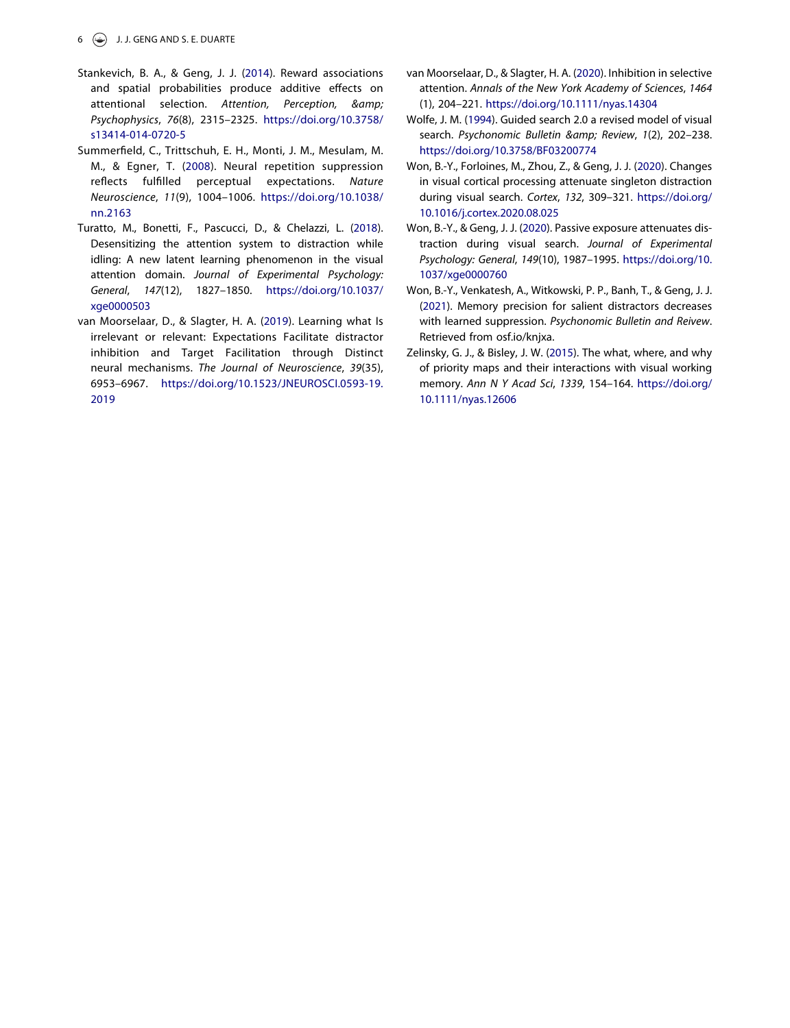Stankevich, B. A., & Geng, J. J. (2014). Reward associations and spatial probabilities produce additive effects on attentional selection. *Attention, Perception, &amp; Psychophysics*, *76*(8), 2315–2325. https://doi.org/10.3758/s13414-014-0720-5

Summerfield, C., Trittschuh, E. H., Monti, J. M., Mesulam, M. M., & Egner, T. (2008). Neural repetition suppression reflects fulfilled perceptual expectations. *Nature Neuroscience*, *11*(9), 1004–1006. https://doi.org/10.1038/nn.2163

Turatto, M., Bonetti, F., Pascucci, D., & Chelazzi, L. (2018). Desensitizing the attention system to distraction while idling: A new latent learning phenomenon in the visual attention domain. *Journal of Experimental Psychology: General*, *147*(12), 1827–1850. https://doi.org/10.1037/xge0000503

van Moorselaar, D., & Slagter, H. A. (2019). Learning what Is irrelevant or relevant: Expectations Facilitate distractor inhibition and Target Facilitation through Distinct neural mechanisms. *The Journal of Neuroscience*, *39*(35), 6953–6967. https://doi.org/10.1523/JNEUROSCI.0593-19.2019

van Moorselaar, D., & Slagter, H. A. (2020). Inhibition in selective attention. *Annals of the New York Academy of Sciences*, *1464*(1), 204–221. https://doi.org/10.1111/nyas.14304

Wolfe, J. M. (1994). Guided search 2.0 a revised model of visual search. *Psychonomic Bulletin &amp; Review*, *1*(2), 202–238. https://doi.org/10.3758/BF03200774

Won, B.-Y., Forloines, M., Zhou, Z., & Geng, J. J. (2020). Changes in visual cortical processing attenuate singleton distraction during visual search. *Cortex*, *132*, 309–321. https://doi.org/10.1016/j.cortex.2020.08.025

Won, B.-Y., & Geng, J. J. (2020). Passive exposure attenuates distraction during visual search. *Journal of Experimental Psychology: General*, *149*(10), 1987–1995. https://doi.org/10.1037/xge0000760

Won, B.-Y., Venkatesh, A., Witkowski, P. P., Banh, T., & Geng, J. J. (2021). Memory precision for salient distractors decreases with learned suppression. *Psychonomic Bulletin and Reivew*. Retrieved from osf.io/knjxa.

Zelinsky, G. J., & Bisley, J. W. (2015). The what, where, and why of priority maps and their interactions with visual working memory. *Ann N Y Acad Sci*, *1339*, 154–164. https://doi.org/10.1111/nyas.12606